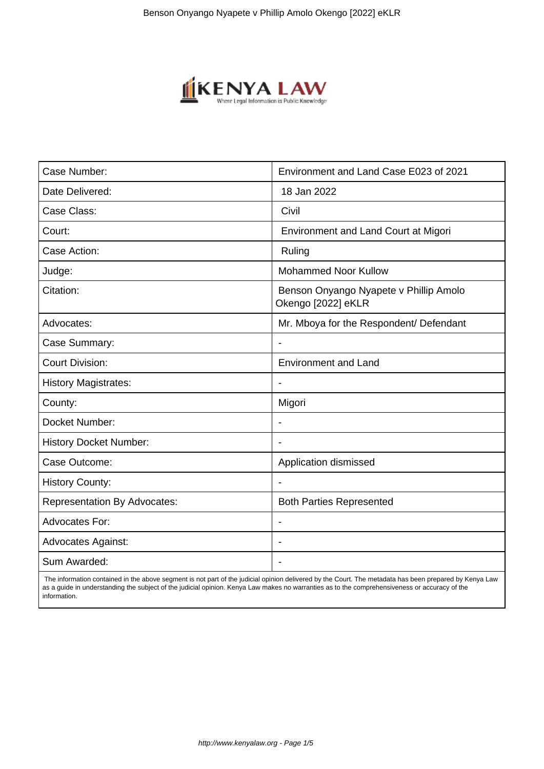| Case Number: | Environment and Land Case E023 of 2021 |
|---|---|
| Date Delivered: | 18 Jan 2022 |
| Case Class: | Civil |
| Court: | Environment and Land Court at Migori |
| Case Action: | Ruling |
| Judge: | Mohammed Noor Kullow |
| Citation: | Benson Onyango Nyapete v Phillip Amolo Okengo [2022] eKLR |
| Advocates: | Mr. Mboya for the Respondent/ Defendant |
| Case Summary: | - |
| Court Division: | Environment and Land |
| History Magistrates: | - |
| County: | Migori |
| Docket Number: | - |
| History Docket Number: | - |
| Case Outcome: | Application dismissed |
| History County: | - |
| Representation By Advocates: | Both Parties Represented |
| Advocates For: | - |
| Advocates Against: | - |
| Sum Awarded: | - |

The information contained in the above segment is not part of the judicial opinion delivered by the Court. The metadata has been prepared by Kenya Law as a guide in understanding the subject of the judicial opinion. Kenya Law makes no warranties as to the comprehensiveness or accuracy of the information.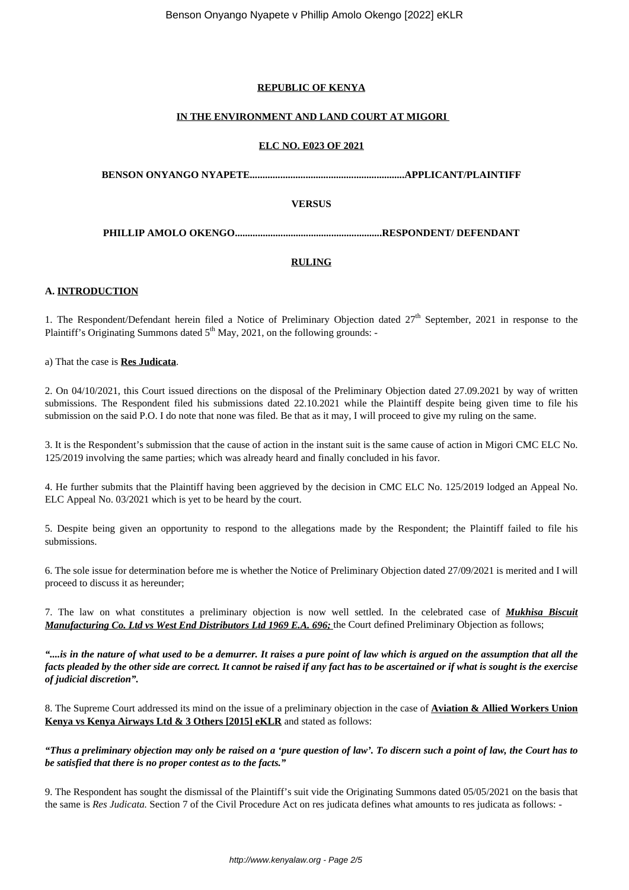**REPUBLIC OF KENYA**

**IN THE ENVIRONMENT AND LAND COURT AT MIGORI**

**ELC NO. E023 OF 2021**

**BENSON ONYANGO NYAPETE............................................................APPLICANT/PLAINTIFF**

**VERSUS**

**PHILLIP AMOLO OKENGO..........................................................RESPONDENT/ DEFENDANT**

**RULING**

**A. INTRODUCTION**

1. The Respondent/Defendant herein filed a Notice of Preliminary Objection dated 27th September, 2021 in response to the Plaintiff's Originating Summons dated 5th May, 2021, on the following grounds: -

a) That the case is **Res Judicata**.

2. On 04/10/2021, this Court issued directions on the disposal of the Preliminary Objection dated 27.09.2021 by way of written submissions. The Respondent filed his submissions dated 22.10.2021 while the Plaintiff despite being given time to file his submission on the said P.O. I do note that none was filed. Be that as it may, I will proceed to give my ruling on the same.

3. It is the Respondent's submission that the cause of action in the instant suit is the same cause of action in Migori CMC ELC No. 125/2019 involving the same parties; which was already heard and finally concluded in his favor.

4. He further submits that the Plaintiff having been aggrieved by the decision in CMC ELC No. 125/2019 lodged an Appeal No. ELC Appeal No. 03/2021 which is yet to be heard by the court.

5. Despite being given an opportunity to respond to the allegations made by the Respondent; the Plaintiff failed to file his submissions.

6. The sole issue for determination before me is whether the Notice of Preliminary Objection dated 27/09/2021 is merited and I will proceed to discuss it as hereunder;

7. The law on what constitutes a preliminary objection is now well settled. In the celebrated case of ***Mukhisa Biscuit Manufacturing Co. Ltd vs West End Distributors Ltd 1969 E.A. 696;*** the Court defined Preliminary Objection as follows;

***"....is in the nature of what used to be a demurrer. It raises a pure point of law which is argued on the assumption that all the facts pleaded by the other side are correct. It cannot be raised if any fact has to be ascertained or if what is sought is the exercise of judicial discretion".***

8. The Supreme Court addressed its mind on the issue of a preliminary objection in the case of **Aviation & Allied Workers Union Kenya vs Kenya Airways Ltd & 3 Others [2015] eKLR** and stated as follows:

***"Thus a preliminary objection may only be raised on a 'pure question of law'. To discern such a point of law, the Court has to be satisfied that there is no proper contest as to the facts."***

9. The Respondent has sought the dismissal of the Plaintiff's suit vide the Originating Summons dated 05/05/2021 on the basis that the same is *Res Judicata.* Section 7 of the Civil Procedure Act on res judicata defines what amounts to res judicata as follows: -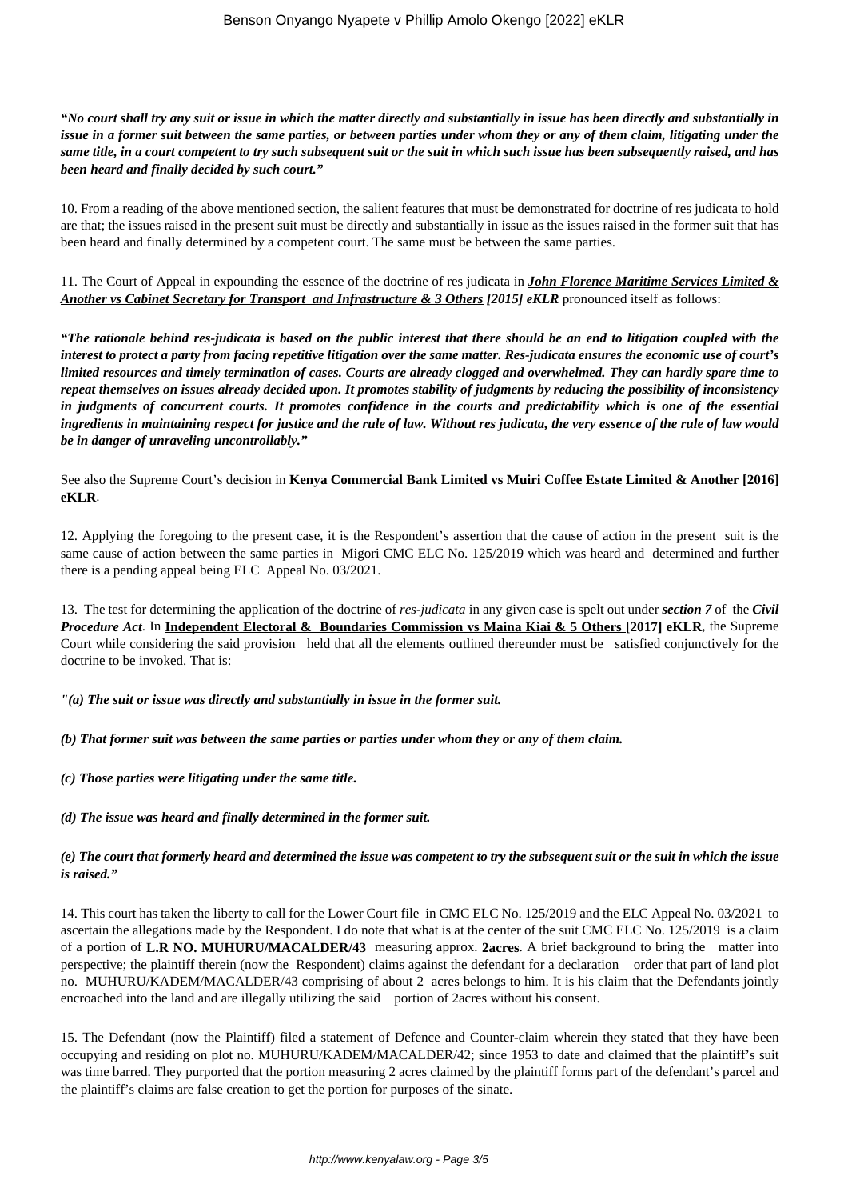***"No court shall try any suit or issue in which the matter directly and substantially in issue has been directly and substantially in issue in a former suit between the same parties, or between parties under whom they or any of them claim, litigating under the same title, in a court competent to try such subsequent suit or the suit in which such issue has been subsequently raised, and has been heard and finally decided by such court."***

10. From a reading of the above mentioned section, the salient features that must be demonstrated for doctrine of res judicata to hold are that; the issues raised in the present suit must be directly and substantially in issue as the issues raised in the former suit that has been heard and finally determined by a competent court. The same must be between the same parties.

11. The Court of Appeal in expounding the essence of the doctrine of res judicata in ***John Florence Maritime Services Limited & Another vs Cabinet Secretary for Transport and Infrastructure & 3 Others [2015] eKLR*** pronounced itself as follows:

***"The rationale behind res-judicata is based on the public interest that there should be an end to litigation coupled with the interest to protect a party from facing repetitive litigation over the same matter. Res-judicata ensures the economic use of court's limited resources and timely termination of cases. Courts are already clogged and overwhelmed. They can hardly spare time to repeat themselves on issues already decided upon. It promotes stability of judgments by reducing the possibility of inconsistency in judgments of concurrent courts. It promotes confidence in the courts and predictability which is one of the essential ingredients in maintaining respect for justice and the rule of law. Without res judicata, the very essence of the rule of law would be in danger of unraveling uncontrollably."***

See also the Supreme Court's decision in **Kenya Commercial Bank Limited vs Muiri Coffee Estate Limited & Another [2016] eKLR**.

12. Applying the foregoing to the present case, it is the Respondent's assertion that the cause of action in the present suit is the same cause of action between the same parties in Migori CMC ELC No. 125/2019 which was heard and determined and further there is a pending appeal being ELC Appeal No. 03/2021.

13. The test for determining the application of the doctrine of *res-judicata* in any given case is spelt out under ***section 7*** of the ***Civil Procedure Act***. In **Independent Electoral & Boundaries Commission vs Maina Kiai & 5 Others [2017] eKLR**, the Supreme Court while considering the said provision held that all the elements outlined thereunder must be satisfied conjunctively for the doctrine to be invoked. That is:

***"(a) The suit or issue was directly and substantially in issue in the former suit.***

***(b) That former suit was between the same parties or parties under whom they or any of them claim.***

***(c) Those parties were litigating under the same title.***

***(d) The issue was heard and finally determined in the former suit.***

***(e) The court that formerly heard and determined the issue was competent to try the subsequent suit or the suit in which the issue is raised."***

14. This court has taken the liberty to call for the Lower Court file in CMC ELC No. 125/2019 and the ELC Appeal No. 03/2021 to ascertain the allegations made by the Respondent. I do note that what is at the center of the suit CMC ELC No. 125/2019 is a claim of a portion of **L.R NO. MUHURU/MACALDER/43** measuring approx. **2acres**. A brief background to bring the matter into perspective; the plaintiff therein (now the Respondent) claims against the defendant for a declaration order that part of land plot no. MUHURU/KADEM/MACALDER/43 comprising of about 2 acres belongs to him. It is his claim that the Defendants jointly encroached into the land and are illegally utilizing the said portion of 2acres without his consent.

15. The Defendant (now the Plaintiff) filed a statement of Defence and Counter-claim wherein they stated that they have been occupying and residing on plot no. MUHURU/KADEM/MACALDER/42; since 1953 to date and claimed that the plaintiff's suit was time barred. They purported that the portion measuring 2 acres claimed by the plaintiff forms part of the defendant's parcel and the plaintiff's claims are false creation to get the portion for purposes of the sinate.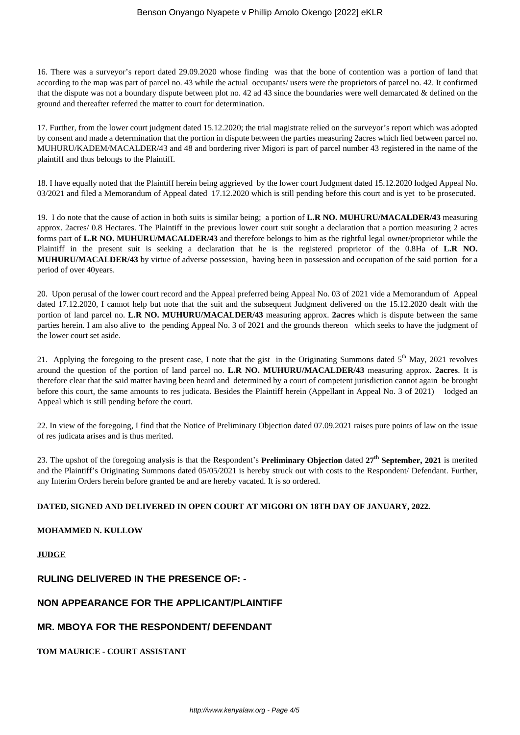16. There was a surveyor's report dated 29.09.2020 whose finding was that the bone of contention was a portion of land that according to the map was part of parcel no. 43 while the actual occupants/ users were the proprietors of parcel no. 42. It confirmed that the dispute was not a boundary dispute between plot no. 42 ad 43 since the boundaries were well demarcated & defined on the ground and thereafter referred the matter to court for determination.

17. Further, from the lower court judgment dated 15.12.2020; the trial magistrate relied on the surveyor's report which was adopted by consent and made a determination that the portion in dispute between the parties measuring 2acres which lied between parcel no. MUHURU/KADEM/MACALDER/43 and 48 and bordering river Migori is part of parcel number 43 registered in the name of the plaintiff and thus belongs to the Plaintiff.

18. I have equally noted that the Plaintiff herein being aggrieved by the lower court Judgment dated 15.12.2020 lodged Appeal No. 03/2021 and filed a Memorandum of Appeal dated 17.12.2020 which is still pending before this court and is yet to be prosecuted.

19. I do note that the cause of action in both suits is similar being; a portion of **L.R NO. MUHURU/MACALDER/43** measuring approx. 2acres/ 0.8 Hectares. The Plaintiff in the previous lower court suit sought a declaration that a portion measuring 2 acres forms part of **L.R NO. MUHURU/MACALDER/43** and therefore belongs to him as the rightful legal owner/proprietor while the Plaintiff in the present suit is seeking a declaration that he is the registered proprietor of the 0.8Ha of **L.R NO. MUHURU/MACALDER/43** by virtue of adverse possession, having been in possession and occupation of the said portion for a period of over 40years.

20. Upon perusal of the lower court record and the Appeal preferred being Appeal No. 03 of 2021 vide a Memorandum of Appeal dated 17.12.2020, I cannot help but note that the suit and the subsequent Judgment delivered on the 15.12.2020 dealt with the portion of land parcel no. **L.R NO. MUHURU/MACALDER/43** measuring approx. **2acres** which is dispute between the same parties herein. I am also alive to the pending Appeal No. 3 of 2021 and the grounds thereon which seeks to have the judgment of the lower court set aside.

21. Applying the foregoing to the present case, I note that the gist in the Originating Summons dated 5th May, 2021 revolves around the question of the portion of land parcel no. **L.R NO. MUHURU/MACALDER/43** measuring approx. **2acres**. It is therefore clear that the said matter having been heard and determined by a court of competent jurisdiction cannot again be brought before this court, the same amounts to res judicata. Besides the Plaintiff herein (Appellant in Appeal No. 3 of 2021) lodged an Appeal which is still pending before the court.

22. In view of the foregoing, I find that the Notice of Preliminary Objection dated 07.09.2021 raises pure points of law on the issue of res judicata arises and is thus merited.

23. The upshot of the foregoing analysis is that the Respondent's **Preliminary Objection** dated **27th September, 2021** is merited and the Plaintiff's Originating Summons dated 05/05/2021 is hereby struck out with costs to the Respondent/ Defendant. Further, any Interim Orders herein before granted be and are hereby vacated. It is so ordered.

**DATED, SIGNED AND DELIVERED IN OPEN COURT AT MIGORI ON 18TH DAY OF JANUARY, 2022.**

**MOHAMMED N. KULLOW**

**JUDGE**

### RULING DELIVERED IN THE PRESENCE OF: -

### NON APPEARANCE FOR THE APPLICANT/PLAINTIFF

### MR. MBOYA FOR THE RESPONDENT/ DEFENDANT

**TOM MAURICE - COURT ASSISTANT**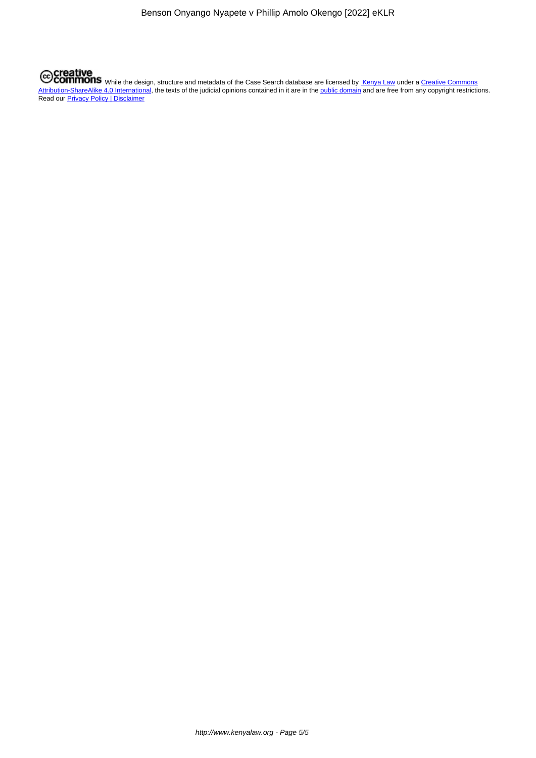creative commons While the design, structure and metadata of the Case Search database are licensed by Kenya Law under a Creative Commons Attribution-ShareAlike 4.0 International, the texts of the judicial opinions contained in it are in the public domain and are free from any copyright restrictions. Read our Privacy Policy | Disclaimer